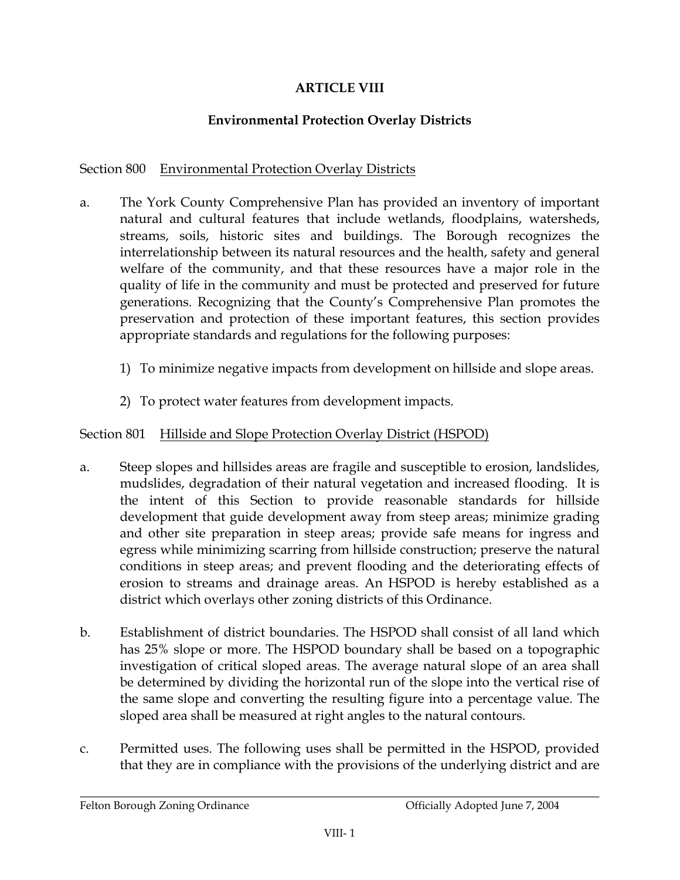# ARTICLE VIII

## Environmental Protection Overlay Districts

Section 800 Environmental Protection Overlay Districts

a. The York County Comprehensive Plan has provided an inventory of important natural and cultural features that include wetlands, floodplains, watersheds, streams, soils, historic sites and buildings. The Borough recognizes the interrelationship between its natural resources and the health, safety and general welfare of the community, and that these resources have a major role in the quality of life in the community and must be protected and preserved for future generations. Recognizing that the County's Comprehensive Plan promotes the preservation and protection of these important features, this section provides appropriate standards and regulations for the following purposes:

   1) To minimize negative impacts from development on hillside and slope areas.

   2) To protect water features from development impacts.

Section 801 Hillside and Slope Protection Overlay District (HSPOD)

a. Steep slopes and hillsides areas are fragile and susceptible to erosion, landslides, mudslides, degradation of their natural vegetation and increased flooding. It is the intent of this Section to provide reasonable standards for hillside development that guide development away from steep areas; minimize grading and other site preparation in steep areas; provide safe means for ingress and egress while minimizing scarring from hillside construction; preserve the natural conditions in steep areas; and prevent flooding and the deteriorating effects of erosion to streams and drainage areas. An HSPOD is hereby established as a district which overlays other zoning districts of this Ordinance.

b. Establishment of district boundaries. The HSPOD shall consist of all land which has 25% slope or more. The HSPOD boundary shall be based on a topographic investigation of critical sloped areas. The average natural slope of an area shall be determined by dividing the horizontal run of the slope into the vertical rise of the same slope and converting the resulting figure into a percentage value. The sloped area shall be measured at right angles to the natural contours.

c. Permitted uses. The following uses shall be permitted in the HSPOD, provided that they are in compliance with the provisions of the underlying district and are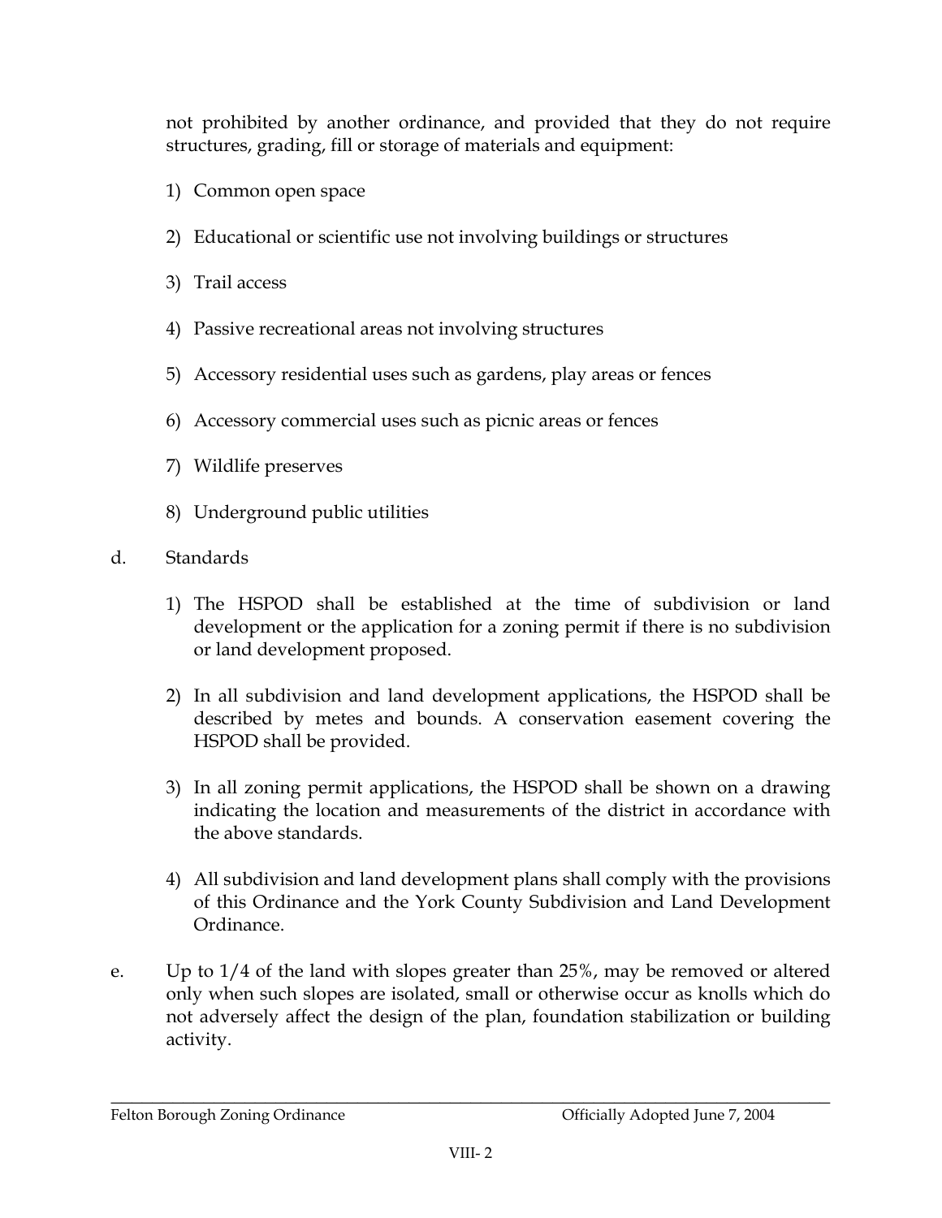not prohibited by another ordinance, and provided that they do not require structures, grading, fill or storage of materials and equipment:

1) Common open space
2) Educational or scientific use not involving buildings or structures
3) Trail access
4) Passive recreational areas not involving structures
5) Accessory residential uses such as gardens, play areas or fences
6) Accessory commercial uses such as picnic areas or fences
7) Wildlife preserves
8) Underground public utilities

d. Standards

1) The HSPOD shall be established at the time of subdivision or land development or the application for a zoning permit if there is no subdivision or land development proposed.

2) In all subdivision and land development applications, the HSPOD shall be described by metes and bounds. A conservation easement covering the HSPOD shall be provided.

3) In all zoning permit applications, the HSPOD shall be shown on a drawing indicating the location and measurements of the district in accordance with the above standards.

4) All subdivision and land development plans shall comply with the provisions of this Ordinance and the York County Subdivision and Land Development Ordinance.

e. Up to 1/4 of the land with slopes greater than 25%, may be removed or altered only when such slopes are isolated, small or otherwise occur as knolls which do not adversely affect the design of the plan, foundation stabilization or building activity.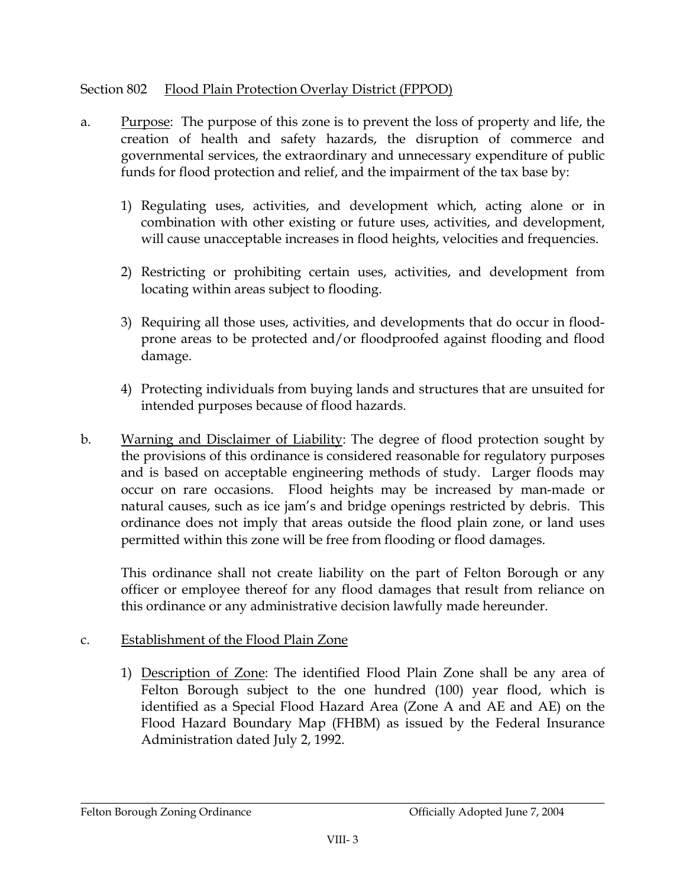## Section 802 Flood Plain Protection Overlay District (FPPOD)

a. Purpose: The purpose of this zone is to prevent the loss of property and life, the creation of health and safety hazards, the disruption of commerce and governmental services, the extraordinary and unnecessary expenditure of public funds for flood protection and relief, and the impairment of the tax base by:

   1) Regulating uses, activities, and development which, acting alone or in combination with other existing or future uses, activities, and development, will cause unacceptable increases in flood heights, velocities and frequencies.

   2) Restricting or prohibiting certain uses, activities, and development from locating within areas subject to flooding.

   3) Requiring all those uses, activities, and developments that do occur in flood-prone areas to be protected and/or floodproofed against flooding and flood damage.

   4) Protecting individuals from buying lands and structures that are unsuited for intended purposes because of flood hazards.

b. Warning and Disclaimer of Liability: The degree of flood protection sought by the provisions of this ordinance is considered reasonable for regulatory purposes and is based on acceptable engineering methods of study. Larger floods may occur on rare occasions. Flood heights may be increased by man-made or natural causes, such as ice jam's and bridge openings restricted by debris. This ordinance does not imply that areas outside the flood plain zone, or land uses permitted within this zone will be free from flooding or flood damages.

   This ordinance shall not create liability on the part of Felton Borough or any officer or employee thereof for any flood damages that result from reliance on this ordinance or any administrative decision lawfully made hereunder.

c. Establishment of the Flood Plain Zone

   1) Description of Zone: The identified Flood Plain Zone shall be any area of Felton Borough subject to the one hundred (100) year flood, which is identified as a Special Flood Hazard Area (Zone A and AE and AE) on the Flood Hazard Boundary Map (FHBM) as issued by the Federal Insurance Administration dated July 2, 1992.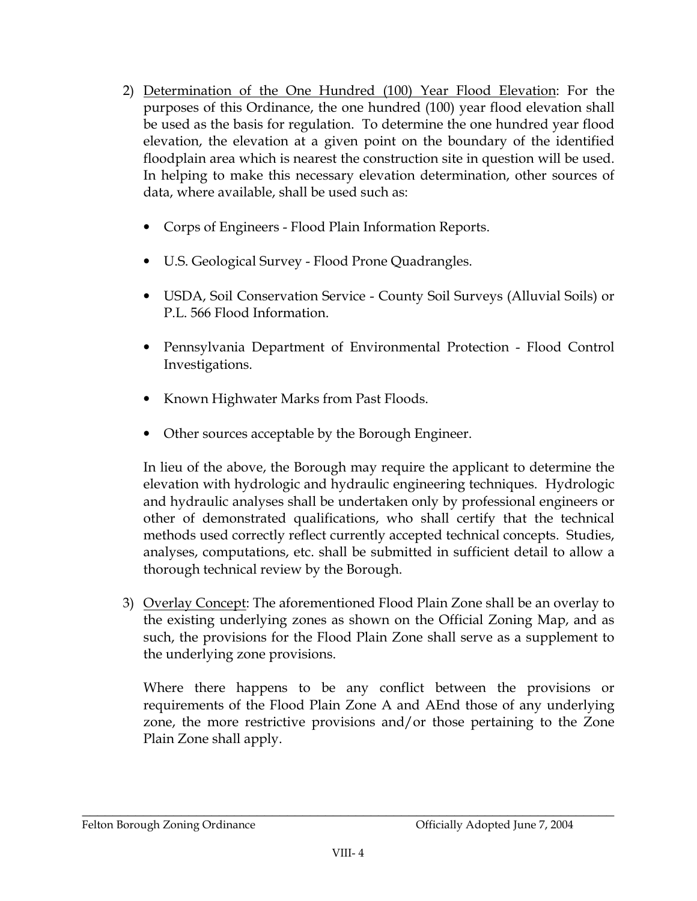2) <u>Determination of the One Hundred (100) Year Flood Elevation</u>: For the purposes of this Ordinance, the one hundred (100) year flood elevation shall be used as the basis for regulation. To determine the one hundred year flood elevation, the elevation at a given point on the boundary of the identified floodplain area which is nearest the construction site in question will be used. In helping to make this necessary elevation determination, other sources of data, where available, shall be used such as:

   - Corps of Engineers - Flood Plain Information Reports.
   - U.S. Geological Survey - Flood Prone Quadrangles.
   - USDA, Soil Conservation Service - County Soil Surveys (Alluvial Soils) or P.L. 566 Flood Information.
   - Pennsylvania Department of Environmental Protection - Flood Control Investigations.
   - Known Highwater Marks from Past Floods.
   - Other sources acceptable by the Borough Engineer.

   In lieu of the above, the Borough may require the applicant to determine the elevation with hydrologic and hydraulic engineering techniques. Hydrologic and hydraulic analyses shall be undertaken only by professional engineers or other of demonstrated qualifications, who shall certify that the technical methods used correctly reflect currently accepted technical concepts. Studies, analyses, computations, etc. shall be submitted in sufficient detail to allow a thorough technical review by the Borough.

3) <u>Overlay Concept</u>: The aforementioned Flood Plain Zone shall be an overlay to the existing underlying zones as shown on the Official Zoning Map, and as such, the provisions for the Flood Plain Zone shall serve as a supplement to the underlying zone provisions.

   Where there happens to be any conflict between the provisions or requirements of the Flood Plain Zone A and AEnd those of any underlying zone, the more restrictive provisions and/or those pertaining to the Zone Plain Zone shall apply.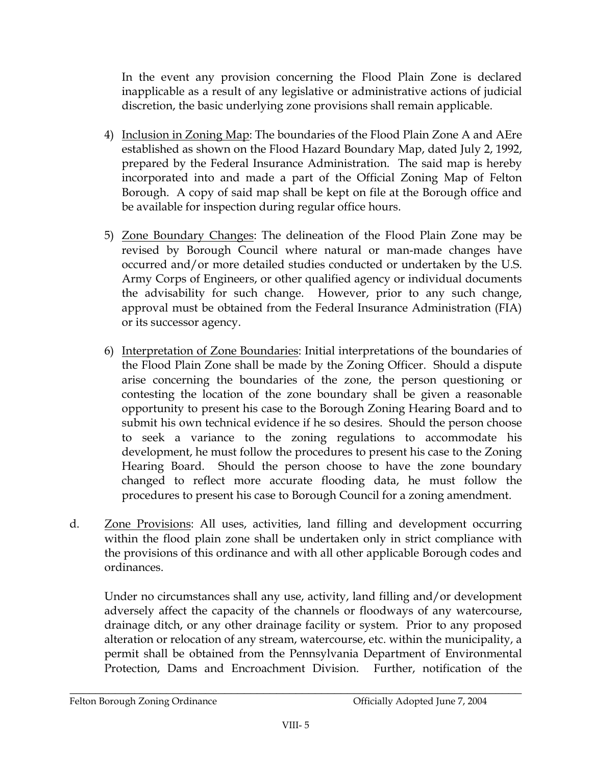In the event any provision concerning the Flood Plain Zone is declared inapplicable as a result of any legislative or administrative actions of judicial discretion, the basic underlying zone provisions shall remain applicable.

4) <u>Inclusion in Zoning Map</u>: The boundaries of the Flood Plain Zone A and AEre established as shown on the Flood Hazard Boundary Map, dated July 2, 1992, prepared by the Federal Insurance Administration. The said map is hereby incorporated into and made a part of the Official Zoning Map of Felton Borough. A copy of said map shall be kept on file at the Borough office and be available for inspection during regular office hours.

5) <u>Zone Boundary Changes</u>: The delineation of the Flood Plain Zone may be revised by Borough Council where natural or man-made changes have occurred and/or more detailed studies conducted or undertaken by the U.S. Army Corps of Engineers, or other qualified agency or individual documents the advisability for such change. However, prior to any such change, approval must be obtained from the Federal Insurance Administration (FIA) or its successor agency.

6) <u>Interpretation of Zone Boundaries</u>: Initial interpretations of the boundaries of the Flood Plain Zone shall be made by the Zoning Officer. Should a dispute arise concerning the boundaries of the zone, the person questioning or contesting the location of the zone boundary shall be given a reasonable opportunity to present his case to the Borough Zoning Hearing Board and to submit his own technical evidence if he so desires. Should the person choose to seek a variance to the zoning regulations to accommodate his development, he must follow the procedures to present his case to the Zoning Hearing Board. Should the person choose to have the zone boundary changed to reflect more accurate flooding data, he must follow the procedures to present his case to Borough Council for a zoning amendment.

d. <u>Zone Provisions</u>: All uses, activities, land filling and development occurring within the flood plain zone shall be undertaken only in strict compliance with the provisions of this ordinance and with all other applicable Borough codes and ordinances.

Under no circumstances shall any use, activity, land filling and/or development adversely affect the capacity of the channels or floodways of any watercourse, drainage ditch, or any other drainage facility or system. Prior to any proposed alteration or relocation of any stream, watercourse, etc. within the municipality, a permit shall be obtained from the Pennsylvania Department of Environmental Protection, Dams and Encroachment Division. Further, notification of the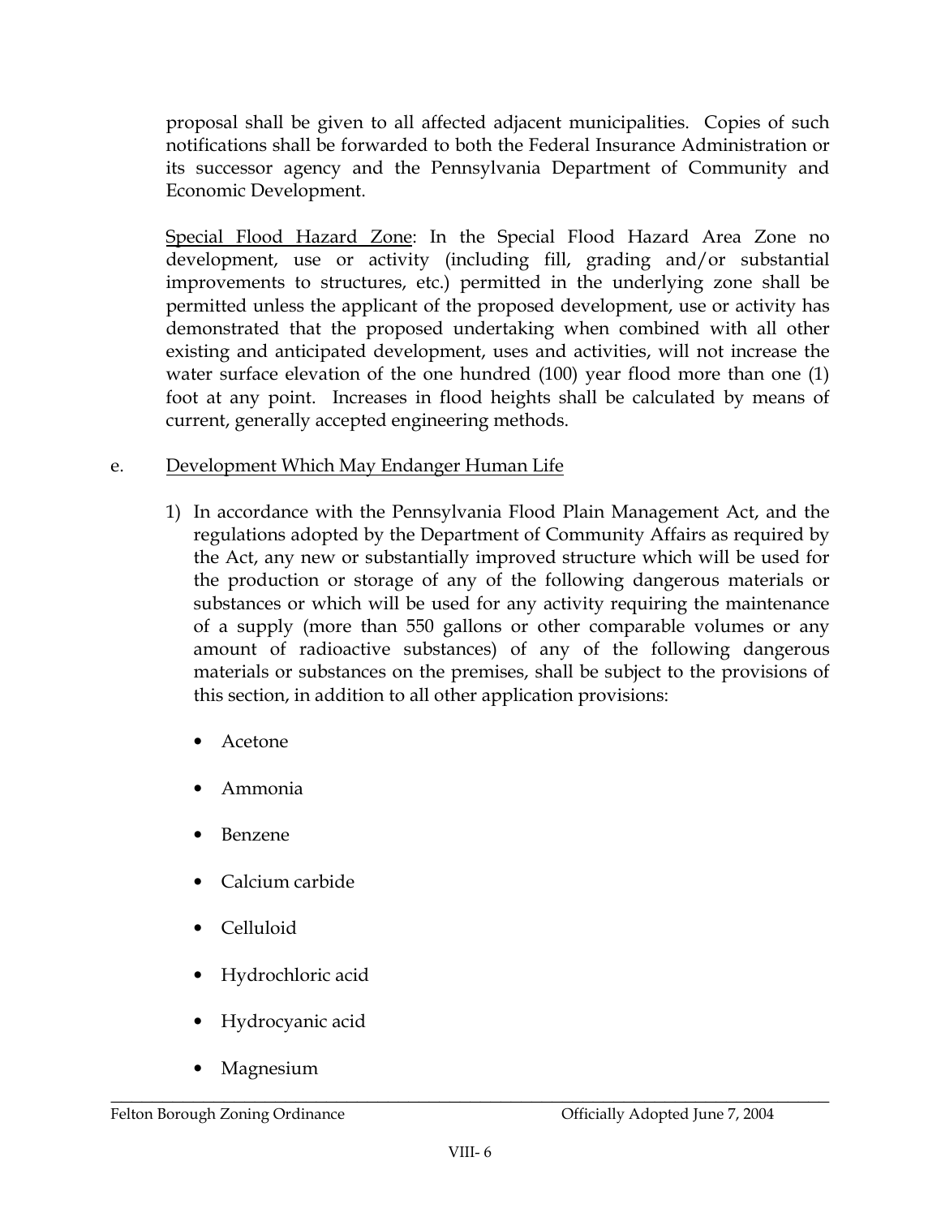proposal shall be given to all affected adjacent municipalities. Copies of such notifications shall be forwarded to both the Federal Insurance Administration or its successor agency and the Pennsylvania Department of Community and Economic Development.

Special Flood Hazard Zone: In the Special Flood Hazard Area Zone no development, use or activity (including fill, grading and/or substantial improvements to structures, etc.) permitted in the underlying zone shall be permitted unless the applicant of the proposed development, use or activity has demonstrated that the proposed undertaking when combined with all other existing and anticipated development, uses and activities, will not increase the water surface elevation of the one hundred (100) year flood more than one (1) foot at any point. Increases in flood heights shall be calculated by means of current, generally accepted engineering methods.

e. Development Which May Endanger Human Life

1) In accordance with the Pennsylvania Flood Plain Management Act, and the regulations adopted by the Department of Community Affairs as required by the Act, any new or substantially improved structure which will be used for the production or storage of any of the following dangerous materials or substances or which will be used for any activity requiring the maintenance of a supply (more than 550 gallons or other comparable volumes or any amount of radioactive substances) of any of the following dangerous materials or substances on the premises, shall be subject to the provisions of this section, in addition to all other application provisions:

- Acetone
- Ammonia
- Benzene
- Calcium carbide
- Celluloid
- Hydrochloric acid
- Hydrocyanic acid
- Magnesium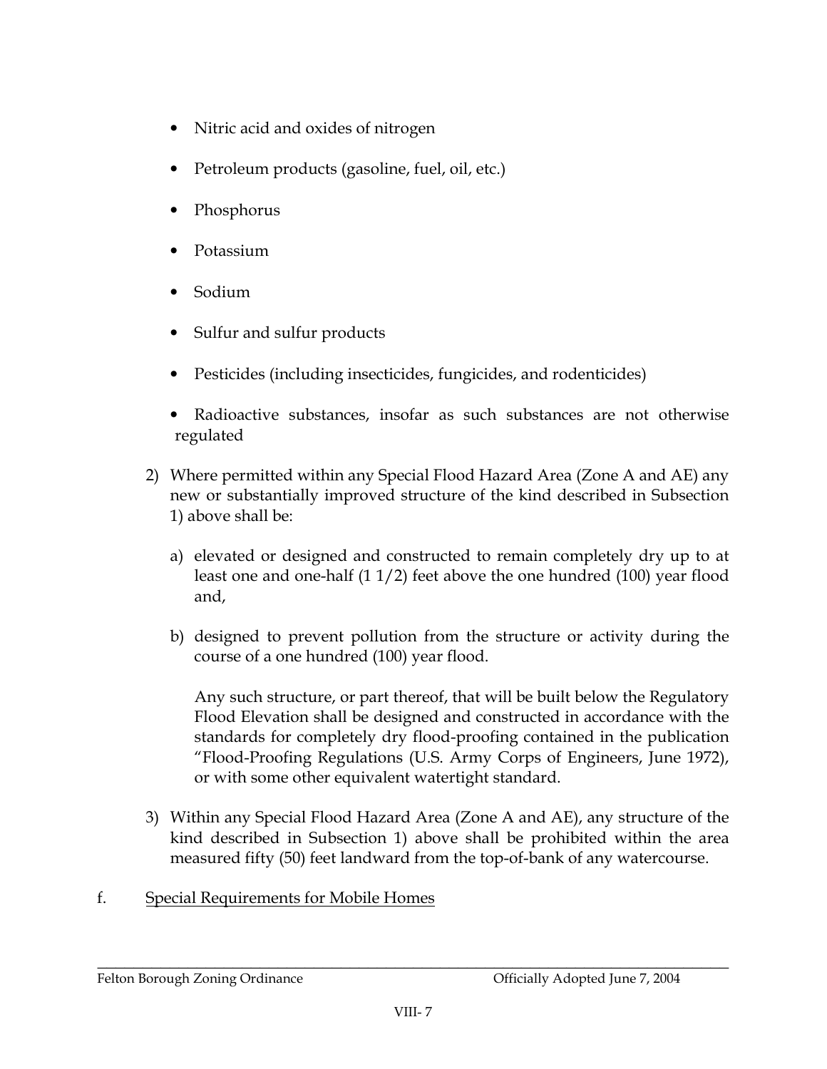- Nitric acid and oxides of nitrogen
- Petroleum products (gasoline, fuel, oil, etc.)
- Phosphorus
- Potassium
- Sodium
- Sulfur and sulfur products
- Pesticides (including insecticides, fungicides, and rodenticides)
- Radioactive substances, insofar as such substances are not otherwise regulated

2) Where permitted within any Special Flood Hazard Area (Zone A and AE) any new or substantially improved structure of the kind described in Subsection 1) above shall be:

   a) elevated or designed and constructed to remain completely dry up to at least one and one-half (1 1/2) feet above the one hundred (100) year flood and,

   b) designed to prevent pollution from the structure or activity during the course of a one hundred (100) year flood.

   Any such structure, or part thereof, that will be built below the Regulatory Flood Elevation shall be designed and constructed in accordance with the standards for completely dry flood-proofing contained in the publication "Flood-Proofing Regulations (U.S. Army Corps of Engineers, June 1972), or with some other equivalent watertight standard.

3) Within any Special Flood Hazard Area (Zone A and AE), any structure of the kind described in Subsection 1) above shall be prohibited within the area measured fifty (50) feet landward from the top-of-bank of any watercourse.

f. <u>Special Requirements for Mobile Homes</u>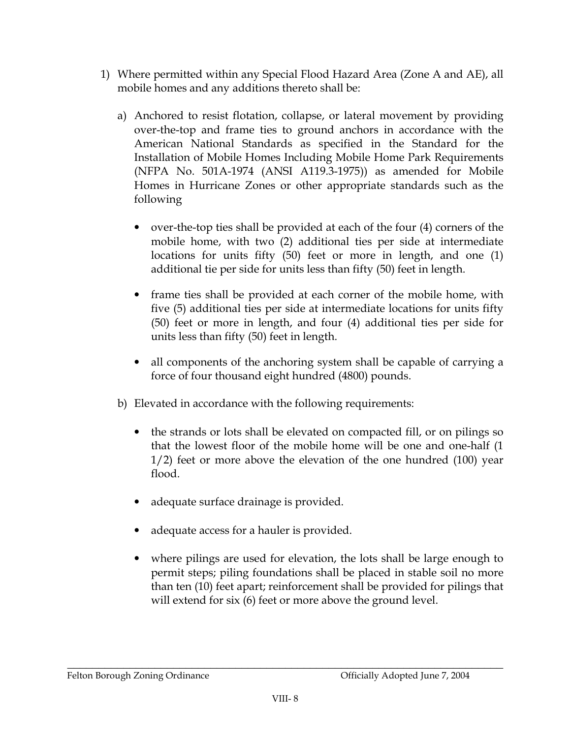1) Where permitted within any Special Flood Hazard Area (Zone A and AE), all mobile homes and any additions thereto shall be:

   a) Anchored to resist flotation, collapse, or lateral movement by providing over-the-top and frame ties to ground anchors in accordance with the American National Standards as specified in the Standard for the Installation of Mobile Homes Including Mobile Home Park Requirements (NFPA No. 501A-1974 (ANSI A119.3-1975)) as amended for Mobile Homes in Hurricane Zones or other appropriate standards such as the following

      - over-the-top ties shall be provided at each of the four (4) corners of the mobile home, with two (2) additional ties per side at intermediate locations for units fifty (50) feet or more in length, and one (1) additional tie per side for units less than fifty (50) feet in length.

      - frame ties shall be provided at each corner of the mobile home, with five (5) additional ties per side at intermediate locations for units fifty (50) feet or more in length, and four (4) additional ties per side for units less than fifty (50) feet in length.

      - all components of the anchoring system shall be capable of carrying a force of four thousand eight hundred (4800) pounds.

   b) Elevated in accordance with the following requirements:

      - the strands or lots shall be elevated on compacted fill, or on pilings so that the lowest floor of the mobile home will be one and one-half (1 1/2) feet or more above the elevation of the one hundred (100) year flood.

      - adequate surface drainage is provided.

      - adequate access for a hauler is provided.

      - where pilings are used for elevation, the lots shall be large enough to permit steps; piling foundations shall be placed in stable soil no more than ten (10) feet apart; reinforcement shall be provided for pilings that will extend for six (6) feet or more above the ground level.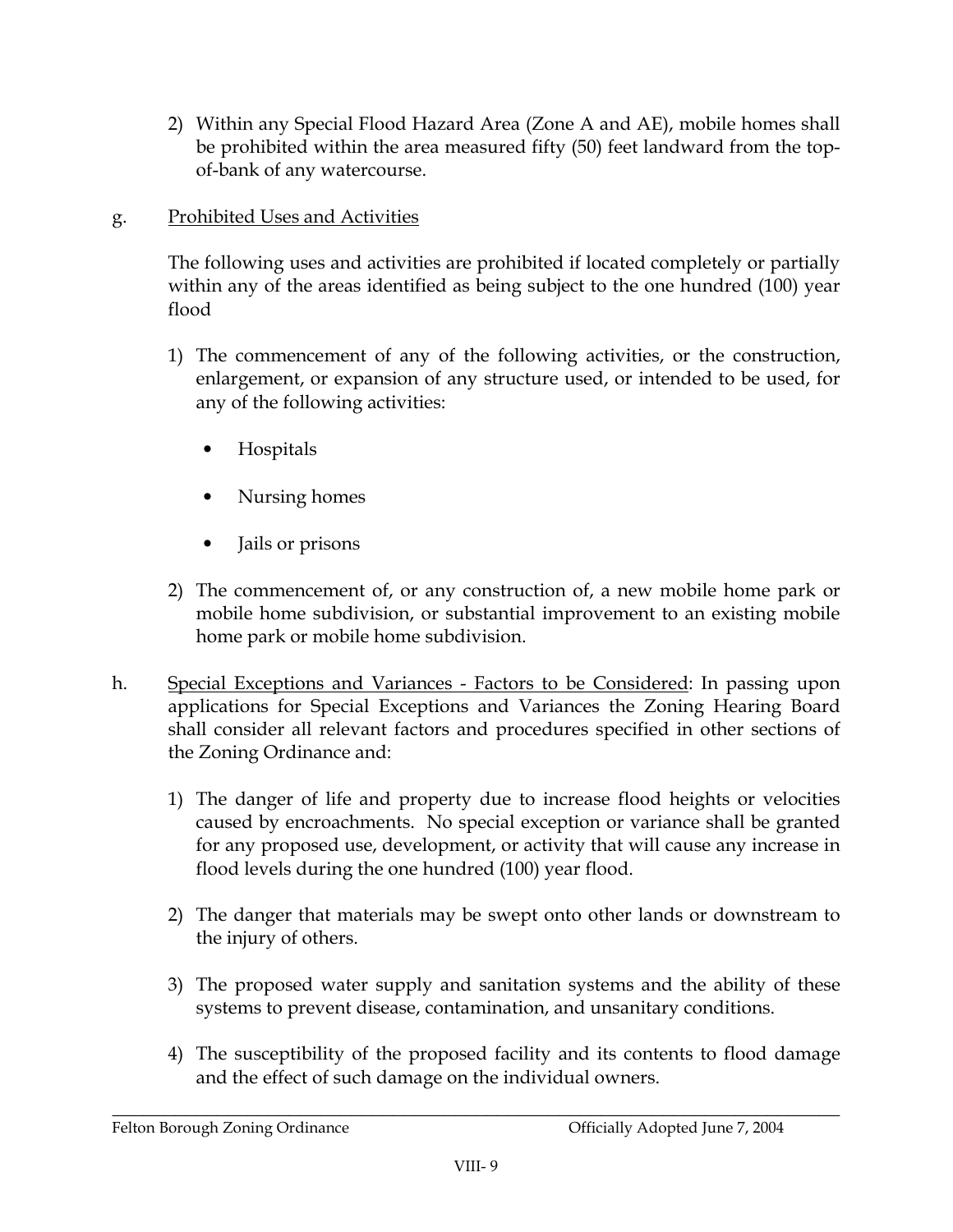2) Within any Special Flood Hazard Area (Zone A and AE), mobile homes shall be prohibited within the area measured fifty (50) feet landward from the top-of-bank of any watercourse.

g. Prohibited Uses and Activities

The following uses and activities are prohibited if located completely or partially within any of the areas identified as being subject to the one hundred (100) year flood

1) The commencement of any of the following activities, or the construction, enlargement, or expansion of any structure used, or intended to be used, for any of the following activities:

   - Hospitals
   - Nursing homes
   - Jails or prisons

2) The commencement of, or any construction of, a new mobile home park or mobile home subdivision, or substantial improvement to an existing mobile home park or mobile home subdivision.

h. Special Exceptions and Variances - Factors to be Considered: In passing upon applications for Special Exceptions and Variances the Zoning Hearing Board shall consider all relevant factors and procedures specified in other sections of the Zoning Ordinance and:

1) The danger of life and property due to increase flood heights or velocities caused by encroachments. No special exception or variance shall be granted for any proposed use, development, or activity that will cause any increase in flood levels during the one hundred (100) year flood.

2) The danger that materials may be swept onto other lands or downstream to the injury of others.

3) The proposed water supply and sanitation systems and the ability of these systems to prevent disease, contamination, and unsanitary conditions.

4) The susceptibility of the proposed facility and its contents to flood damage and the effect of such damage on the individual owners.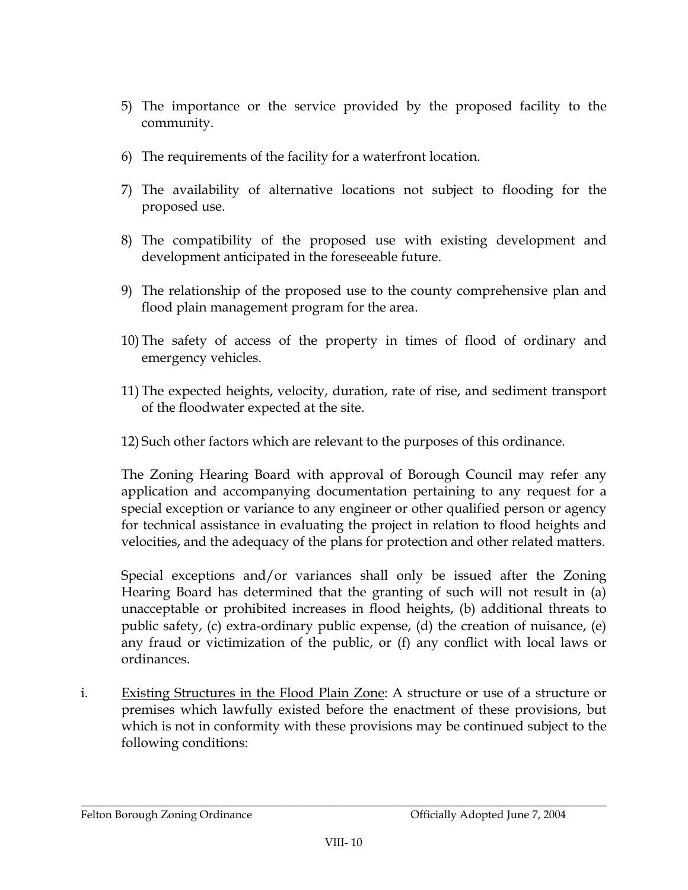5) The importance or the service provided by the proposed facility to the community.

6) The requirements of the facility for a waterfront location.

7) The availability of alternative locations not subject to flooding for the proposed use.

8) The compatibility of the proposed use with existing development and development anticipated in the foreseeable future.

9) The relationship of the proposed use to the county comprehensive plan and flood plain management program for the area.

10) The safety of access of the property in times of flood of ordinary and emergency vehicles.

11) The expected heights, velocity, duration, rate of rise, and sediment transport of the floodwater expected at the site.

12) Such other factors which are relevant to the purposes of this ordinance.

The Zoning Hearing Board with approval of Borough Council may refer any application and accompanying documentation pertaining to any request for a special exception or variance to any engineer or other qualified person or agency for technical assistance in evaluating the project in relation to flood heights and velocities, and the adequacy of the plans for protection and other related matters.

Special exceptions and/or variances shall only be issued after the Zoning Hearing Board has determined that the granting of such will not result in (a) unacceptable or prohibited increases in flood heights, (b) additional threats to public safety, (c) extra-ordinary public expense, (d) the creation of nuisance, (e) any fraud or victimization of the public, or (f) any conflict with local laws or ordinances.

i. Existing Structures in the Flood Plain Zone: A structure or use of a structure or premises which lawfully existed before the enactment of these provisions, but which is not in conformity with these provisions may be continued subject to the following conditions: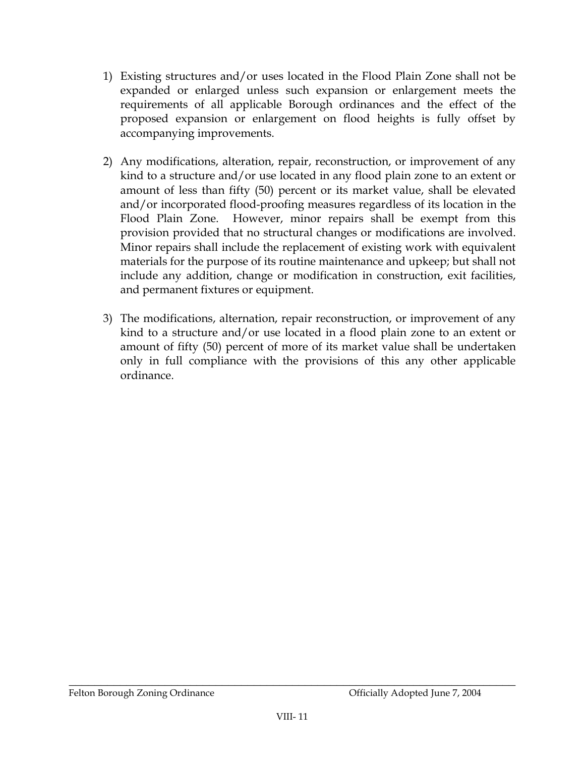1) Existing structures and/or uses located in the Flood Plain Zone shall not be expanded or enlarged unless such expansion or enlargement meets the requirements of all applicable Borough ordinances and the effect of the proposed expansion or enlargement on flood heights is fully offset by accompanying improvements.

2) Any modifications, alteration, repair, reconstruction, or improvement of any kind to a structure and/or use located in any flood plain zone to an extent or amount of less than fifty (50) percent or its market value, shall be elevated and/or incorporated flood-proofing measures regardless of its location in the Flood Plain Zone. However, minor repairs shall be exempt from this provision provided that no structural changes or modifications are involved. Minor repairs shall include the replacement of existing work with equivalent materials for the purpose of its routine maintenance and upkeep; but shall not include any addition, change or modification in construction, exit facilities, and permanent fixtures or equipment.

3) The modifications, alternation, repair reconstruction, or improvement of any kind to a structure and/or use located in a flood plain zone to an extent or amount of fifty (50) percent of more of its market value shall be undertaken only in full compliance with the provisions of this any other applicable ordinance.